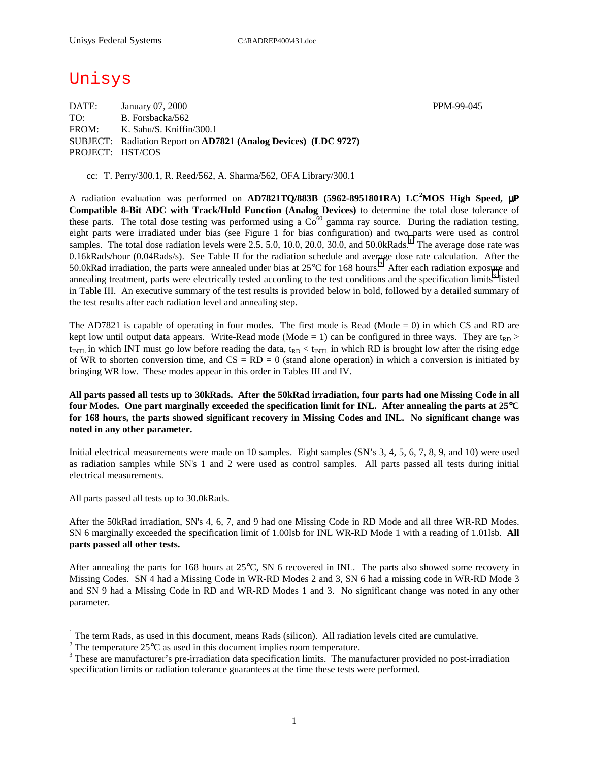Unisys Federal Systems C:\RADREP400\431.doc

# Unisys

DATE: January 07, 2000 PPM-99-045
TO: B. Forsbacka/562
FROM: K. Sahu/S. Kniffin/300.1
SUBJECT: Radiation Report on **AD7821 (Analog Devices) (LDC 9727)**
PROJECT: HST/COS

cc: T. Perry/300.1, R. Reed/562, A. Sharma/562, OFA Library/300.1

A radiation evaluation was performed on **AD7821TQ/883B (5962-8951801RA) LC$^2$MOS High Speed, μP Compatible 8-Bit ADC with Track/Hold Function (Analog Devices)** to determine the total dose tolerance of these parts. The total dose testing was performed using a $Co^{60}$ gamma ray source. During the radiation testing, eight parts were irradiated under bias (see Figure 1 for bias configuration) and two parts were used as control samples. The total dose radiation levels were 2.5. 5.0, 10.0, 20.0, 30.0, and 50.0kRads.[1] The average dose rate was 0.16kRads/hour (0.04Rads/s). See Table II for the radiation schedule and average dose rate calculation. After the 50.0kRad irradiation, the parts were annealed under bias at 25°C for 168 hours.[2] After each radiation exposure and annealing treatment, parts were electrically tested according to the test conditions and the specification limits[3] listed in Table III. An executive summary of the test results is provided below in bold, followed by a detailed summary of the test results after each radiation level and annealing step.

The AD7821 is capable of operating in four modes. The first mode is Read (Mode = 0) in which CS and RD are kept low until output data appears. Write-Read mode (Mode = 1) can be configured in three ways. They are $t_{RD} > t_{INTL}$ in which INT must go low before reading the data, $t_{RD} < t_{INTL}$ in which RD is brought low after the rising edge of WR to shorten conversion time, and CS = RD = 0 (stand alone operation) in which a conversion is initiated by bringing WR low. These modes appear in this order in Tables III and IV.

**All parts passed all tests up to 30kRads. After the 50kRad irradiation, four parts had one Missing Code in all four Modes. One part marginally exceeded the specification limit for INL. After annealing the parts at 25°C for 168 hours, the parts showed significant recovery in Missing Codes and INL. No significant change was noted in any other parameter.**

Initial electrical measurements were made on 10 samples. Eight samples (SN's 3, 4, 5, 6, 7, 8, 9, and 10) were used as radiation samples while SN's 1 and 2 were used as control samples. All parts passed all tests during initial electrical measurements.

All parts passed all tests up to 30.0kRads.

After the 50kRad irradiation, SN's 4, 6, 7, and 9 had one Missing Code in RD Mode and all three WR-RD Modes. SN 6 marginally exceeded the specification limit of 1.00lsb for INL WR-RD Mode 1 with a reading of 1.01lsb. **All parts passed all other tests.**

After annealing the parts for 168 hours at 25°C, SN 6 recovered in INL. The parts also showed some recovery in Missing Codes. SN 4 had a Missing Code in WR-RD Modes 2 and 3, SN 6 had a missing code in WR-RD Mode 3 and SN 9 had a Missing Code in RD and WR-RD Modes 1 and 3. No significant change was noted in any other parameter.

---

[1] The term Rads, as used in this document, means Rads (silicon). All radiation levels cited are cumulative.

[2] The temperature 25°C as used in this document implies room temperature.

[3] These are manufacturer's pre-irradiation data specification limits. The manufacturer provided no post-irradiation specification limits or radiation tolerance guarantees at the time these tests were performed.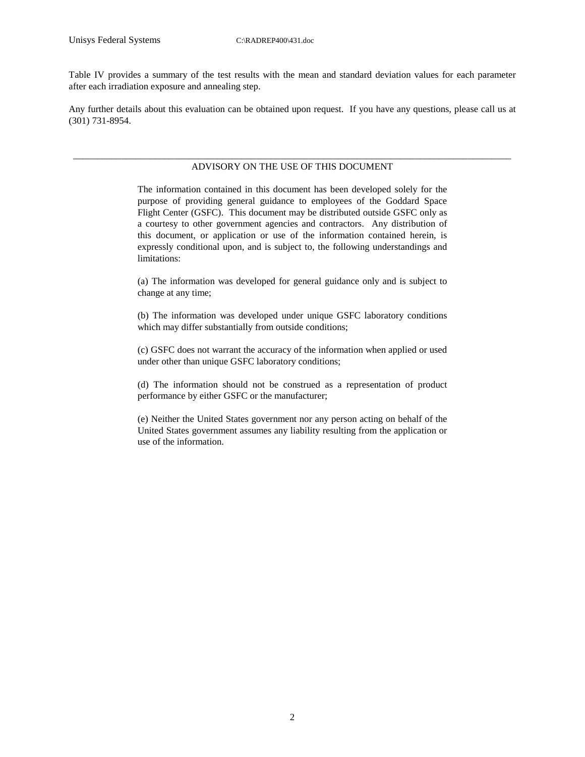Table IV provides a summary of the test results with the mean and standard deviation values for each parameter after each irradiation exposure and annealing step.

Any further details about this evaluation can be obtained upon request. If you have any questions, please call us at (301) 731-8954.

---

## ADVISORY ON THE USE OF THIS DOCUMENT

The information contained in this document has been developed solely for the purpose of providing general guidance to employees of the Goddard Space Flight Center (GSFC). This document may be distributed outside GSFC only as a courtesy to other government agencies and contractors. Any distribution of this document, or application or use of the information contained herein, is expressly conditional upon, and is subject to, the following understandings and limitations:

(a) The information was developed for general guidance only and is subject to change at any time;

(b) The information was developed under unique GSFC laboratory conditions which may differ substantially from outside conditions;

(c) GSFC does not warrant the accuracy of the information when applied or used under other than unique GSFC laboratory conditions;

(d) The information should not be construed as a representation of product performance by either GSFC or the manufacturer;

(e) Neither the United States government nor any person acting on behalf of the United States government assumes any liability resulting from the application or use of the information.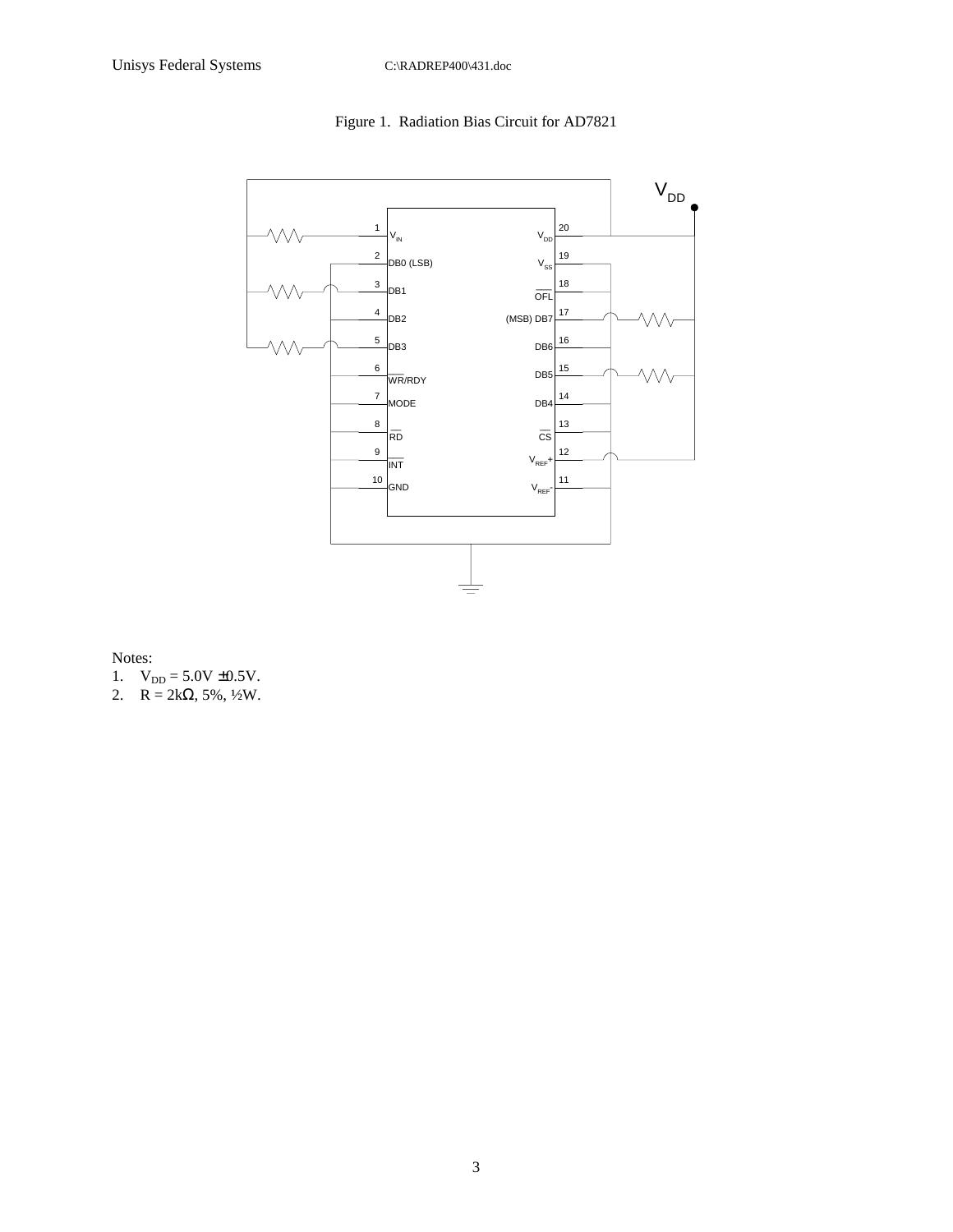Figure 1. Radiation Bias Circuit for AD7821

Notes:

1. $V_{DD}$ = 5.0V ±0.5V.
2. R = 2kΩ, 5%, ½W.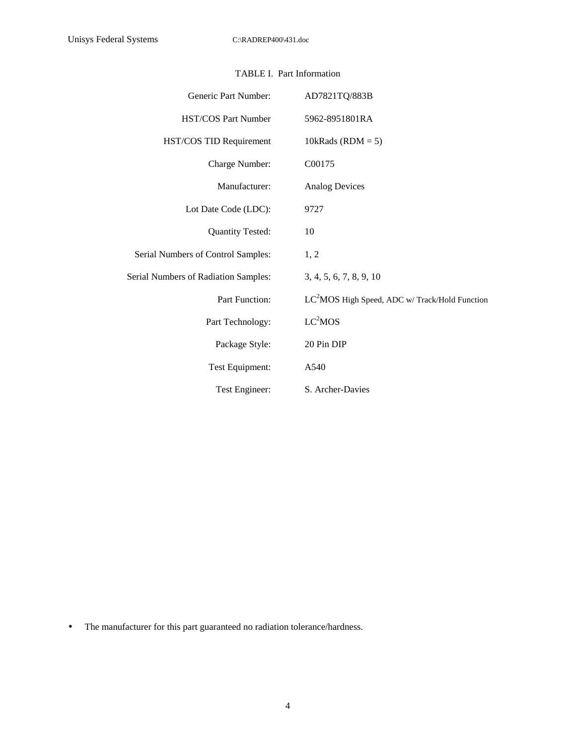TABLE I. Part Information

| | |
|---|---|
| Generic Part Number: | AD7821TQ/883B |
| HST/COS Part Number | 5962-8951801RA |
| HST/COS TID Requirement | 10kRads (RDM = 5) |
| Charge Number: | C00175 |
| Manufacturer: | Analog Devices |
| Lot Date Code (LDC): | 9727 |
| Quantity Tested: | 10 |
| Serial Numbers of Control Samples: | 1, 2 |
| Serial Numbers of Radiation Samples: | 3, 4, 5, 6, 7, 8, 9, 10 |
| Part Function: | $LC^2MOS$ High Speed, ADC w/ Track/Hold Function |
| Part Technology: | $LC^2MOS$ |
| Package Style: | 20 Pin DIP |
| Test Equipment: | A540 |
| Test Engineer: | S. Archer-Davies |

- The manufacturer for this part guaranteed no radiation tolerance/hardness.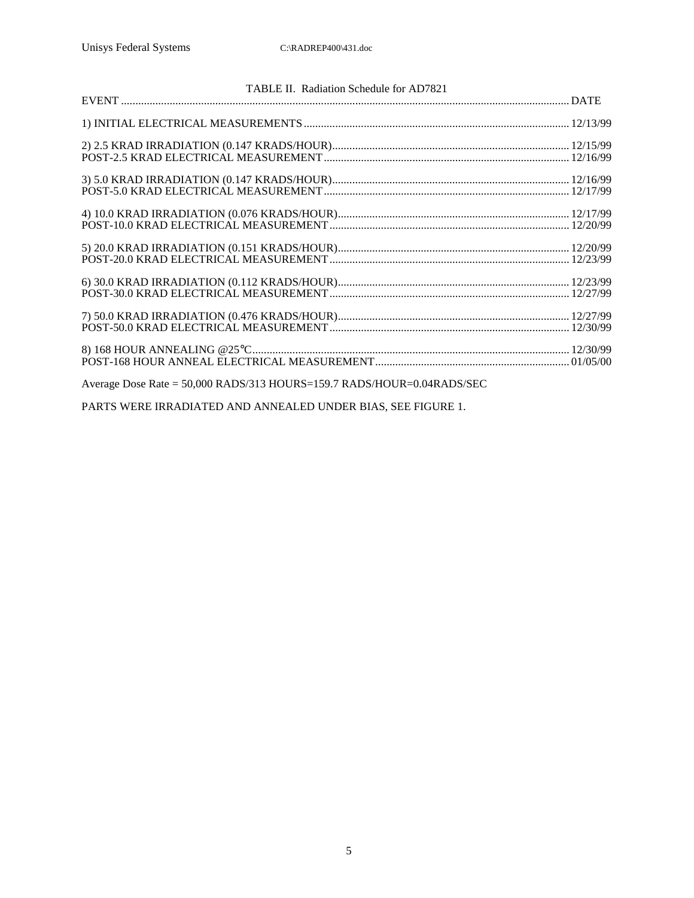TABLE II. Radiation Schedule for AD7821

| EVENT | DATE |
|---|---|
| 1) INITIAL ELECTRICAL MEASUREMENTS | 12/13/99 |
| 2) 2.5 KRAD IRRADIATION (0.147 KRADS/HOUR) | 12/15/99 |
| POST-2.5 KRAD ELECTRICAL MEASUREMENT | 12/16/99 |
| 3) 5.0 KRAD IRRADIATION (0.147 KRADS/HOUR) | 12/16/99 |
| POST-5.0 KRAD ELECTRICAL MEASUREMENT | 12/17/99 |
| 4) 10.0 KRAD IRRADIATION (0.076 KRADS/HOUR) | 12/17/99 |
| POST-10.0 KRAD ELECTRICAL MEASUREMENT | 12/20/99 |
| 5) 20.0 KRAD IRRADIATION (0.151 KRADS/HOUR) | 12/20/99 |
| POST-20.0 KRAD ELECTRICAL MEASUREMENT | 12/23/99 |
| 6) 30.0 KRAD IRRADIATION (0.112 KRADS/HOUR) | 12/23/99 |
| POST-30.0 KRAD ELECTRICAL MEASUREMENT | 12/27/99 |
| 7) 50.0 KRAD IRRADIATION (0.476 KRADS/HOUR) | 12/27/99 |
| POST-50.0 KRAD ELECTRICAL MEASUREMENT | 12/30/99 |
| 8) 168 HOUR ANNEALING @25°C | 12/30/99 |
| POST-168 HOUR ANNEAL ELECTRICAL MEASUREMENT | 01/05/00 |

Average Dose Rate = 50,000 RADS/313 HOURS=159.7 RADS/HOUR=0.04RADS/SEC

PARTS WERE IRRADIATED AND ANNEALED UNDER BIAS, SEE FIGURE 1.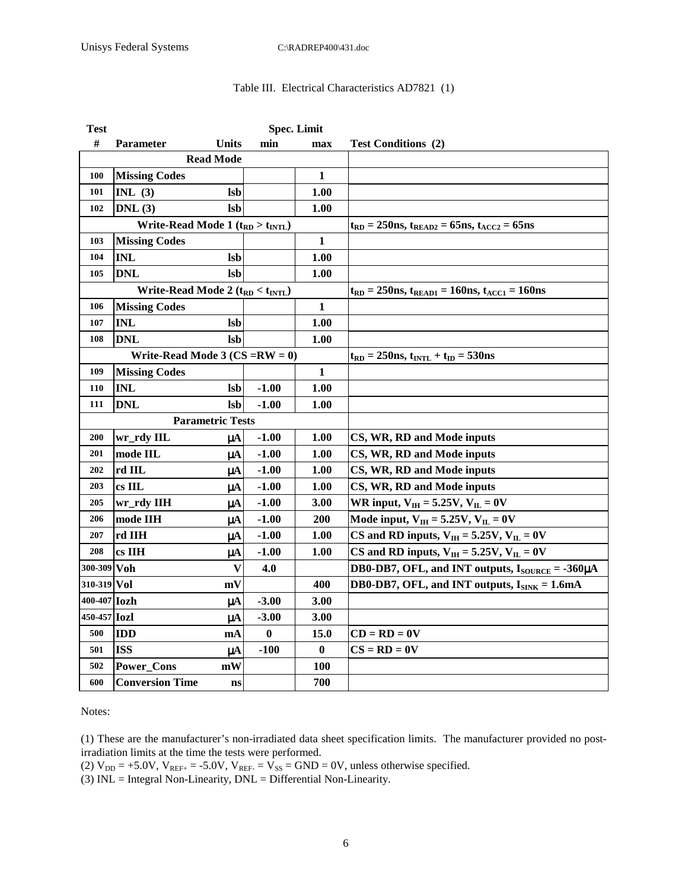Table III. Electrical Characteristics AD7821 (1)

| Test # | Parameter | Units | Spec. Limit min | Spec. Limit max | Test Conditions (2) |
|---|---|---|---|---|---|
| | **Read Mode** | | | | |
| 100 | Missing Codes | | | 1 | |
| 101 | INL (3) | lsb | | 1.00 | |
| 102 | DNL (3) | lsb | | 1.00 | |
| | **Write-Read Mode 1 ($t_{RD} > t_{INTL}$)** | | | | $t_{RD}$ = 250ns, $t_{READ2}$ = 65ns, $t_{ACC2}$ = 65ns |
| 103 | Missing Codes | | | 1 | |
| 104 | INL | lsb | | 1.00 | |
| 105 | DNL | lsb | | 1.00 | |
| | **Write-Read Mode 2 ($t_{RD} < t_{INTL}$)** | | | | $t_{RD}$ = 250ns, $t_{READ1}$ = 160ns, $t_{ACC1}$ = 160ns |
| 106 | Missing Codes | | | 1 | |
| 107 | INL | lsb | | 1.00 | |
| 108 | DNL | lsb | | 1.00 | |
| | **Write-Read Mode 3 (CS =RW = 0)** | | | | $t_{RD}$ = 250ns, $t_{INTL} + t_{ID}$ = 530ns |
| 109 | Missing Codes | | | 1 | |
| 110 | INL | lsb | -1.00 | 1.00 | |
| 111 | DNL | lsb | -1.00 | 1.00 | |
| | **Parametric Tests** | | | | |
| 200 | wr_rdy IIL | μA | -1.00 | 1.00 | CS, WR, RD and Mode inputs |
| 201 | mode IIL | μA | -1.00 | 1.00 | CS, WR, RD and Mode inputs |
| 202 | rd IIL | μA | -1.00 | 1.00 | CS, WR, RD and Mode inputs |
| 203 | cs IIL | μA | -1.00 | 1.00 | CS, WR, RD and Mode inputs |
| 205 | wr_rdy IIH | μA | -1.00 | 3.00 | WR input, $V_{IH}$ = 5.25V, $V_{IL}$ = 0V |
| 206 | mode IIH | μA | -1.00 | 200 | Mode input, $V_{IH}$ = 5.25V, $V_{IL}$ = 0V |
| 207 | rd IIH | μA | -1.00 | 1.00 | CS and RD inputs, $V_{IH}$ = 5.25V, $V_{IL}$ = 0V |
| 208 | cs IIH | μA | -1.00 | 1.00 | CS and RD inputs, $V_{IH}$ = 5.25V, $V_{IL}$ = 0V |
| 300-309 | Voh | V | 4.0 | | DB0-DB7, OFL, and INT outputs, $I_{SOURCE}$ = -360μA |
| 310-319 | Vol | mV | | 400 | DB0-DB7, OFL, and INT outputs, $I_{SINK}$ = 1.6mA |
| 400-407 | Iozh | μA | -3.00 | 3.00 | |
| 450-457 | Iozl | μA | -3.00 | 3.00 | |
| 500 | IDD | mA | 0 | 15.0 | CD = RD = 0V |
| 501 | ISS | μA | -100 | 0 | CS = RD = 0V |
| 502 | Power_Cons | mW | | 100 | |
| 600 | Conversion Time | ns | | 700 | |

Notes:

(1) These are the manufacturer's non-irradiated data sheet specification limits. The manufacturer provided no post-irradiation limits at the time the tests were performed.
(2) $V_{DD}$ = +5.0V, $V_{REF+}$ = -5.0V, $V_{REF-}$ = $V_{SS}$ = GND = 0V, unless otherwise specified.
(3) INL = Integral Non-Linearity, DNL = Differential Non-Linearity.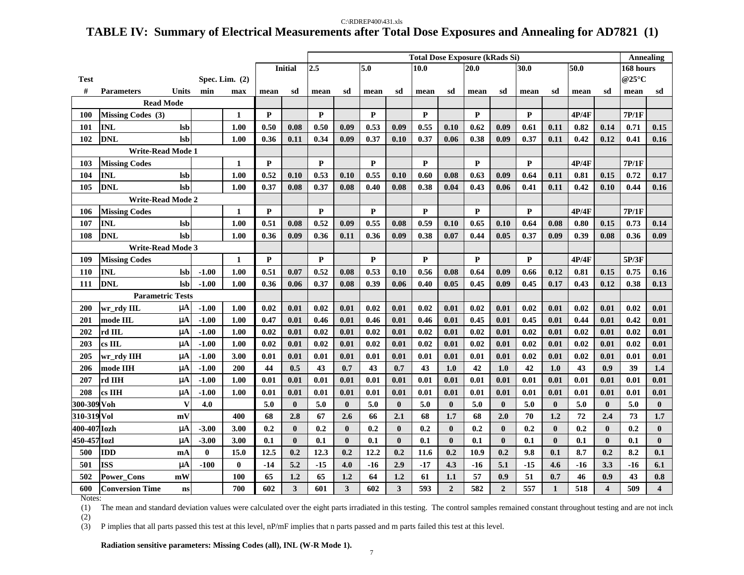C:\RDREP400\431.xls

# TABLE IV: Summary of Electrical Measurements after Total Dose Exposures and Annealing for AD7821 (1)

| Test # | Parameters | Units | Spec. Lim. (2) min | max | Initial mean | sd | 2.5 mean | sd | 5.0 mean | sd | 10.0 mean | sd | 20.0 mean | sd | 30.0 mean | sd | 50.0 mean | sd | Annealing 168 hours @25°C mean | sd |
|---|---|---|---|---|---|---|---|---|---|---|---|---|---|---|---|---|---|---|---|---|
| | **Read Mode** | | | | | | | | | | | | | | | | | | | |
| 100 | Missing Codes (3) | | | 1 | P | | P | | P | | P | | P | | P | | 4P/4F | | 7P/1F | |
| 101 | INL | lsb | | 1.00 | 0.50 | 0.08 | 0.50 | 0.09 | 0.53 | 0.09 | 0.55 | 0.10 | 0.62 | 0.09 | 0.61 | 0.11 | 0.82 | 0.14 | 0.71 | 0.15 |
| 102 | DNL | lsb | | 1.00 | 0.36 | 0.11 | 0.34 | 0.09 | 0.37 | 0.10 | 0.37 | 0.06 | 0.38 | 0.09 | 0.37 | 0.11 | 0.42 | 0.12 | 0.41 | 0.16 |
| | **Write-Read Mode 1** | | | | | | | | | | | | | | | | | | | |
| 103 | Missing Codes | | | 1 | P | | P | | P | | P | | P | | P | | 4P/4F | | 7P/1F | |
| 104 | INL | lsb | | 1.00 | 0.52 | 0.10 | 0.53 | 0.10 | 0.55 | 0.10 | 0.60 | 0.08 | 0.63 | 0.09 | 0.64 | 0.11 | 0.81 | 0.15 | 0.72 | 0.17 |
| 105 | DNL | lsb | | 1.00 | 0.37 | 0.08 | 0.37 | 0.08 | 0.40 | 0.08 | 0.38 | 0.04 | 0.43 | 0.06 | 0.41 | 0.11 | 0.42 | 0.10 | 0.44 | 0.16 |
| | **Write-Read Mode 2** | | | | | | | | | | | | | | | | | | | |
| 106 | Missing Codes | | | 1 | P | | P | | P | | P | | P | | P | | 4P/4F | | 7P/1F | |
| 107 | INL | lsb | | 1.00 | 0.51 | 0.08 | 0.52 | 0.09 | 0.55 | 0.08 | 0.59 | 0.10 | 0.65 | 0.10 | 0.64 | 0.08 | 0.80 | 0.15 | 0.73 | 0.14 |
| 108 | DNL | lsb | | 1.00 | 0.36 | 0.09 | 0.36 | 0.11 | 0.36 | 0.09 | 0.38 | 0.07 | 0.44 | 0.05 | 0.37 | 0.09 | 0.39 | 0.08 | 0.36 | 0.09 |
| | **Write-Read Mode 3** | | | | | | | | | | | | | | | | | | | |
| 109 | Missing Codes | | | 1 | P | | P | | P | | P | | P | | P | | 4P/4F | | 5P/3F | |
| 110 | INL | lsb | -1.00 | 1.00 | 0.51 | 0.07 | 0.52 | 0.08 | 0.53 | 0.10 | 0.56 | 0.08 | 0.64 | 0.09 | 0.66 | 0.12 | 0.81 | 0.15 | 0.75 | 0.16 |
| 111 | DNL | lsb | -1.00 | 1.00 | 0.36 | 0.06 | 0.37 | 0.08 | 0.39 | 0.06 | 0.40 | 0.05 | 0.45 | 0.09 | 0.45 | 0.17 | 0.43 | 0.12 | 0.38 | 0.13 |
| | **Parametric Tests** | | | | | | | | | | | | | | | | | | | |
| 200 | wr_rdy IIL | μA | -1.00 | 1.00 | 0.02 | 0.01 | 0.02 | 0.01 | 0.02 | 0.01 | 0.02 | 0.01 | 0.02 | 0.01 | 0.02 | 0.01 | 0.02 | 0.01 | 0.02 | 0.01 |
| 201 | mode IIL | μA | -1.00 | 1.00 | 0.47 | 0.01 | 0.46 | 0.01 | 0.46 | 0.01 | 0.46 | 0.01 | 0.45 | 0.01 | 0.45 | 0.01 | 0.44 | 0.01 | 0.42 | 0.01 |
| 202 | rd IIL | μA | -1.00 | 1.00 | 0.02 | 0.01 | 0.02 | 0.01 | 0.02 | 0.01 | 0.02 | 0.01 | 0.02 | 0.01 | 0.02 | 0.01 | 0.02 | 0.01 | 0.02 | 0.01 |
| 203 | cs IIL | μA | -1.00 | 1.00 | 0.02 | 0.01 | 0.02 | 0.01 | 0.02 | 0.01 | 0.02 | 0.01 | 0.02 | 0.01 | 0.02 | 0.01 | 0.02 | 0.01 | 0.02 | 0.01 |
| 205 | wr_rdy IIH | μA | -1.00 | 3.00 | 0.01 | 0.01 | 0.01 | 0.01 | 0.01 | 0.01 | 0.01 | 0.01 | 0.01 | 0.01 | 0.02 | 0.01 | 0.02 | 0.01 | 0.01 | 0.01 |
| 206 | mode IIH | μA | -1.00 | 200 | 44 | 0.5 | 43 | 0.7 | 43 | 0.7 | 43 | 1.0 | 42 | 1.0 | 42 | 1.0 | 43 | 0.9 | 39 | 1.4 |
| 207 | rd IIH | μA | -1.00 | 1.00 | 0.01 | 0.01 | 0.01 | 0.01 | 0.01 | 0.01 | 0.01 | 0.01 | 0.01 | 0.01 | 0.01 | 0.01 | 0.01 | 0.01 | 0.01 | 0.01 |
| 208 | cs IIH | μA | -1.00 | 1.00 | 0.01 | 0.01 | 0.01 | 0.01 | 0.01 | 0.01 | 0.01 | 0.01 | 0.01 | 0.01 | 0.01 | 0.01 | 0.01 | 0.01 | 0.01 | 0.01 |
| 300-309 | Voh | V | 4.0 | | 5.0 | 0 | 5.0 | 0 | 5.0 | 0 | 5.0 | 0 | 5.0 | 0 | 5.0 | 0 | 5.0 | 0 | 5.0 | 0 |
| 310-319 | Vol | mV | | 400 | 68 | 2.8 | 67 | 2.6 | 66 | 2.1 | 68 | 1.7 | 68 | 2.0 | 70 | 1.2 | 72 | 2.4 | 73 | 1.7 |
| 400-407 | Iozh | μA | -3.00 | 3.00 | 0.2 | 0 | 0.2 | 0 | 0.2 | 0 | 0.2 | 0 | 0.2 | 0 | 0.2 | 0 | 0.2 | 0 | 0.2 | 0 |
| 450-457 | Iozl | μA | -3.00 | 3.00 | 0.1 | 0 | 0.1 | 0 | 0.1 | 0 | 0.1 | 0 | 0.1 | 0 | 0.1 | 0 | 0.1 | 0 | 0.1 | 0 |
| 500 | IDD | mA | 0 | 15.0 | 12.5 | 0.2 | 12.3 | 0.2 | 12.2 | 0.2 | 11.6 | 0.2 | 10.9 | 0.2 | 9.8 | 0.1 | 8.7 | 0.2 | 8.2 | 0.1 |
| 501 | ISS | μA | -100 | 0 | -14 | 5.2 | -15 | 4.0 | -16 | 2.9 | -17 | 4.3 | -16 | 5.1 | -15 | 4.6 | -16 | 3.3 | -16 | 6.1 |
| 502 | Power_Cons | mW | | 100 | 65 | 1.2 | 65 | 1.2 | 64 | 1.2 | 61 | 1.1 | 57 | 0.9 | 51 | 0.7 | 46 | 0.9 | 43 | 0.8 |
| 600 | Conversion Time | ns | | 700 | 602 | 3 | 601 | 3 | 602 | 3 | 593 | 2 | 582 | 2 | 557 | 1 | 518 | 4 | 509 | 4 |

Notes:

(1) The mean and standard deviation values were calculated over the eight parts irradiated in this testing. The control samples remained constant throughout testing and are not inclu

(2)

(3) P implies that all parts passed this test at this level, nP/mF implies that n parts passed and m parts failed this test at this level.

**Radiation sensitive parameters: Missing Codes (all), INL (W-R Mode 1).**